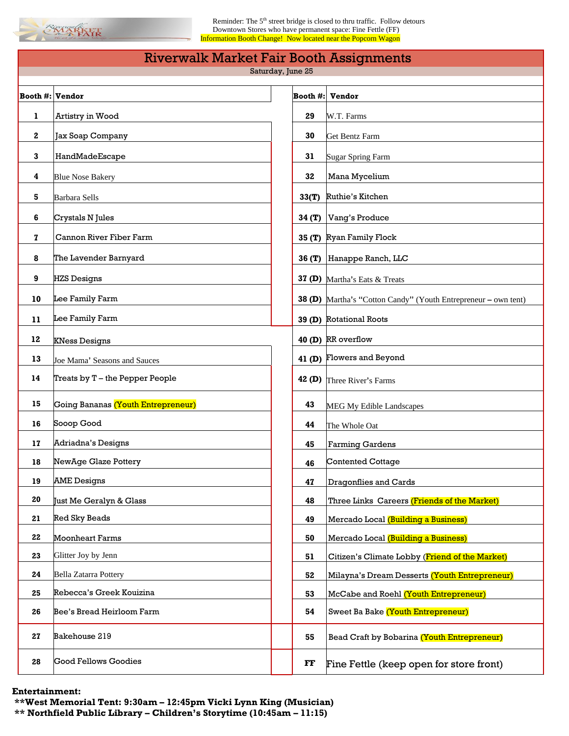Reminder: The 5th street bridge is closed to thru traffic. Follow detours
Downtown Stores who have permanent space: Fine Fettle (FF)
Information Booth Change! Now located near the Popcorn Wagon

# Riverwalk Market Fair Booth Assignments

Saturday, June 25

| Booth #: | Vendor | Booth #: | Vendor |
|---|---|---|---|
| 1 | Artistry in Wood | 29 | W.T. Farms |
| 2 | Jax Soap Company | 30 | Get Bentz Farm |
| 3 | HandMadeEscape | 31 | Sugar Spring Farm |
| 4 | Blue Nose Bakery | 32 | Mana Mycelium |
| 5 | Barbara Sells | 33(T) | Ruthie's Kitchen |
| 6 | Crystals N Jules | 34 (T) | Vang's Produce |
| 7 | Cannon River Fiber Farm | 35 (T) | Ryan Family Flock |
| 8 | The Lavender Barnyard | 36 (T) | Hanappe Ranch, LLC |
| 9 | HZS Designs | 37 (D) | Martha's Eats & Treats |
| 10 | Lee Family Farm | 38 (D) | Martha's "Cotton Candy" (Youth Entrepreneur – own tent) |
| 11 | Lee Family Farm | 39 (D) | Rotational Roots |
| 12 | KNess Designs | 40 (D) | RR overflow |
| 13 | Joe Mama' Seasons and Sauces | 41 (D) | Flowers and Beyond |
| 14 | Treats by T – the Pepper People | 42 (D) | Three River's Farms |
| 15 | Going Bananas (Youth Entrepreneur) | 43 | MEG My Edible Landscapes |
| 16 | Sooop Good | 44 | The Whole Oat |
| 17 | Adriadna's Designs | 45 | Farming Gardens |
| 18 | NewAge Glaze Pottery | 46 | Contented Cottage |
| 19 | AME Designs | 47 | Dragonflies and Cards |
| 20 | Just Me Geralyn & Glass | 48 | Three Links Careers (Friends of the Market) |
| 21 | Red Sky Beads | 49 | Mercado Local (Building a Business) |
| 22 | Moonheart Farms | 50 | Mercado Local (Building a Business) |
| 23 | Glitter Joy by Jenn | 51 | Citizen's Climate Lobby (Friend of the Market) |
| 24 | Bella Zatarra Pottery | 52 | Milayna's Dream Desserts (Youth Entrepreneur) |
| 25 | Rebecca's Greek Kouizina | 53 | McCabe and Roehl (Youth Entrepreneur) |
| 26 | Bee's Bread Heirloom Farm | 54 | Sweet Ba Bake (Youth Entrepreneur) |
| 27 | Bakehouse 219 | 55 | Bead Craft by Bobarina (Youth Entrepreneur) |
| 28 | Good Fellows Goodies | FF | Fine Fettle (keep open for store front) |

**Entertainment:**

**\*\*West Memorial Tent: 9:30am – 12:45pm Vicki Lynn King (Musician)**

**\*\* Northfield Public Library – Children's Storytime (10:45am – 11:15)**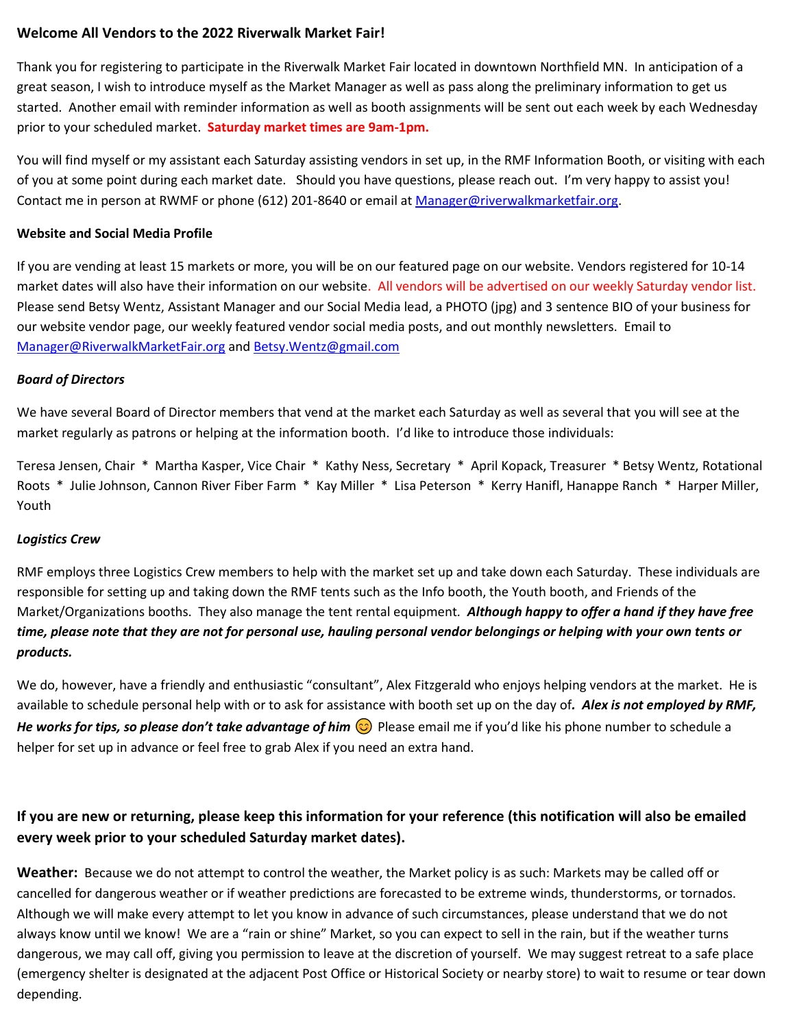**Welcome All Vendors to the 2022 Riverwalk Market Fair!**

Thank you for registering to participate in the Riverwalk Market Fair located in downtown Northfield MN. In anticipation of a great season, I wish to introduce myself as the Market Manager as well as pass along the preliminary information to get us started. Another email with reminder information as well as booth assignments will be sent out each week by each Wednesday prior to your scheduled market. **Saturday market times are 9am-1pm.**

You will find myself or my assistant each Saturday assisting vendors in set up, in the RMF Information Booth, or visiting with each of you at some point during each market date. Should you have questions, please reach out. I'm very happy to assist you! Contact me in person at RWMF or phone (612) 201-8640 or email at Manager@riverwalkmarketfair.org.

**Website and Social Media Profile**

If you are vending at least 15 markets or more, you will be on our featured page on our website. Vendors registered for 10-14 market dates will also have their information on our website. All vendors will be advertised on our weekly Saturday vendor list. Please send Betsy Wentz, Assistant Manager and our Social Media lead, a PHOTO (jpg) and 3 sentence BIO of your business for our website vendor page, our weekly featured vendor social media posts, and out monthly newsletters. Email to Manager@RiverwalkMarketFair.org and Betsy.Wentz@gmail.com

***Board of Directors***

We have several Board of Director members that vend at the market each Saturday as well as several that you will see at the market regularly as patrons or helping at the information booth. I'd like to introduce those individuals:

Teresa Jensen, Chair * Martha Kasper, Vice Chair * Kathy Ness, Secretary * April Kopack, Treasurer * Betsy Wentz, Rotational Roots * Julie Johnson, Cannon River Fiber Farm * Kay Miller * Lisa Peterson * Kerry Hanifl, Hanappe Ranch * Harper Miller, Youth

***Logistics Crew***

RMF employs three Logistics Crew members to help with the market set up and take down each Saturday. These individuals are responsible for setting up and taking down the RMF tents such as the Info booth, the Youth booth, and Friends of the Market/Organizations booths. They also manage the tent rental equipment. ***Although happy to offer a hand if they have free time, please note that they are not for personal use, hauling personal vendor belongings or helping with your own tents or products.***

We do, however, have a friendly and enthusiastic "consultant", Alex Fitzgerald who enjoys helping vendors at the market. He is available to schedule personal help with or to ask for assistance with booth set up on the day of***. Alex is not employed by RMF, He works for tips, so please don't take advantage of him*** 😊 Please email me if you'd like his phone number to schedule a helper for set up in advance or feel free to grab Alex if you need an extra hand.

### If you are new or returning, please keep this information for your reference (this notification will also be emailed every week prior to your scheduled Saturday market dates).

**Weather:** Because we do not attempt to control the weather, the Market policy is as such: Markets may be called off or cancelled for dangerous weather or if weather predictions are forecasted to be extreme winds, thunderstorms, or tornados. Although we will make every attempt to let you know in advance of such circumstances, please understand that we do not always know until we know! We are a "rain or shine" Market, so you can expect to sell in the rain, but if the weather turns dangerous, we may call off, giving you permission to leave at the discretion of yourself. We may suggest retreat to a safe place (emergency shelter is designated at the adjacent Post Office or Historical Society or nearby store) to wait to resume or tear down depending.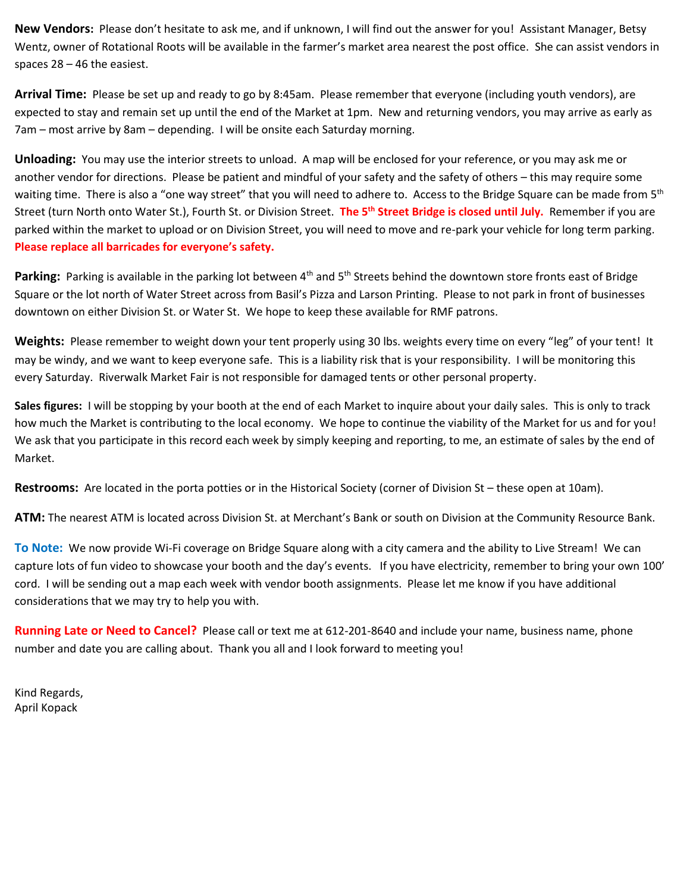**New Vendors:** Please don't hesitate to ask me, and if unknown, I will find out the answer for you! Assistant Manager, Betsy Wentz, owner of Rotational Roots will be available in the farmer's market area nearest the post office. She can assist vendors in spaces 28 – 46 the easiest.

**Arrival Time:** Please be set up and ready to go by 8:45am. Please remember that everyone (including youth vendors), are expected to stay and remain set up until the end of the Market at 1pm. New and returning vendors, you may arrive as early as 7am – most arrive by 8am – depending. I will be onsite each Saturday morning.

**Unloading:** You may use the interior streets to unload. A map will be enclosed for your reference, or you may ask me or another vendor for directions. Please be patient and mindful of your safety and the safety of others – this may require some waiting time. There is also a "one way street" that you will need to adhere to. Access to the Bridge Square can be made from 5th Street (turn North onto Water St.), Fourth St. or Division Street. **The 5th Street Bridge is closed until July.** Remember if you are parked within the market to upload or on Division Street, you will need to move and re-park your vehicle for long term parking. **Please replace all barricades for everyone's safety.**

**Parking:** Parking is available in the parking lot between 4th and 5th Streets behind the downtown store fronts east of Bridge Square or the lot north of Water Street across from Basil's Pizza and Larson Printing. Please to not park in front of businesses downtown on either Division St. or Water St. We hope to keep these available for RMF patrons.

**Weights:** Please remember to weight down your tent properly using 30 lbs. weights every time on every "leg" of your tent! It may be windy, and we want to keep everyone safe. This is a liability risk that is your responsibility. I will be monitoring this every Saturday. Riverwalk Market Fair is not responsible for damaged tents or other personal property.

**Sales figures:** I will be stopping by your booth at the end of each Market to inquire about your daily sales. This is only to track how much the Market is contributing to the local economy. We hope to continue the viability of the Market for us and for you! We ask that you participate in this record each week by simply keeping and reporting, to me, an estimate of sales by the end of Market.

**Restrooms:** Are located in the porta potties or in the Historical Society (corner of Division St – these open at 10am).

**ATM:** The nearest ATM is located across Division St. at Merchant's Bank or south on Division at the Community Resource Bank.

**To Note:** We now provide Wi-Fi coverage on Bridge Square along with a city camera and the ability to Live Stream! We can capture lots of fun video to showcase your booth and the day's events. If you have electricity, remember to bring your own 100' cord. I will be sending out a map each week with vendor booth assignments. Please let me know if you have additional considerations that we may try to help you with.

**Running Late or Need to Cancel?** Please call or text me at 612-201-8640 and include your name, business name, phone number and date you are calling about. Thank you all and I look forward to meeting you!

Kind Regards,
April Kopack